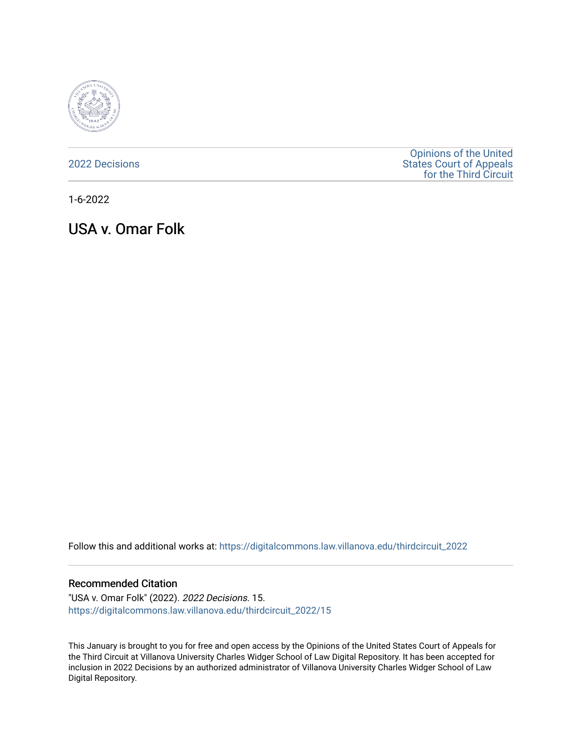2022 Decisions

Opinions of the United States Court of Appeals for the Third Circuit

1-6-2022

# USA v. Omar Folk

Follow this and additional works at: https://digitalcommons.law.villanova.edu/thirdcircuit_2022

## Recommended Citation

"USA v. Omar Folk" (2022). *2022 Decisions*. 15.
https://digitalcommons.law.villanova.edu/thirdcircuit_2022/15

This January is brought to you for free and open access by the Opinions of the United States Court of Appeals for the Third Circuit at Villanova University Charles Widger School of Law Digital Repository. It has been accepted for inclusion in 2022 Decisions by an authorized administrator of Villanova University Charles Widger School of Law Digital Repository.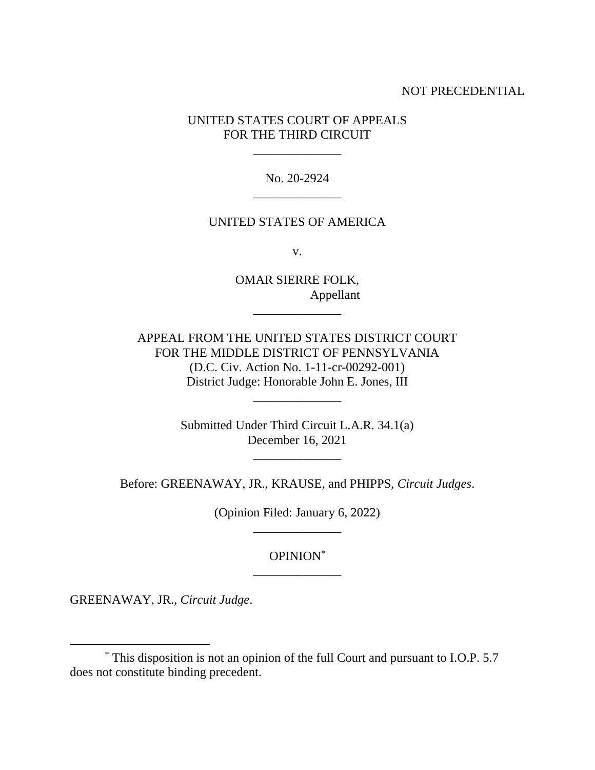NOT PRECEDENTIAL

UNITED STATES COURT OF APPEALS
FOR THE THIRD CIRCUIT

\_\_\_\_\_\_\_\_\_\_\_\_\_\_

No. 20-2924

\_\_\_\_\_\_\_\_\_\_\_\_\_\_

UNITED STATES OF AMERICA

v.

OMAR SIERRE FOLK,
Appellant

\_\_\_\_\_\_\_\_\_\_\_\_\_\_

APPEAL FROM THE UNITED STATES DISTRICT COURT
FOR THE MIDDLE DISTRICT OF PENNSYLVANIA
(D.C. Civ. Action No. 1-11-cr-00292-001)
District Judge: Honorable John E. Jones, III

\_\_\_\_\_\_\_\_\_\_\_\_\_\_

Submitted Under Third Circuit L.A.R. 34.1(a)
December 16, 2021

\_\_\_\_\_\_\_\_\_\_\_\_\_\_

Before: GREENAWAY, JR., KRAUSE, and PHIPPS, *Circuit Judges*.

(Opinion Filed: January 6, 2022)

\_\_\_\_\_\_\_\_\_\_\_\_\_\_

OPINION[*]

\_\_\_\_\_\_\_\_\_\_\_\_\_\_

GREENAWAY, JR., *Circuit Judge*.

---

[*] This disposition is not an opinion of the full Court and pursuant to I.O.P. 5.7 does not constitute binding precedent.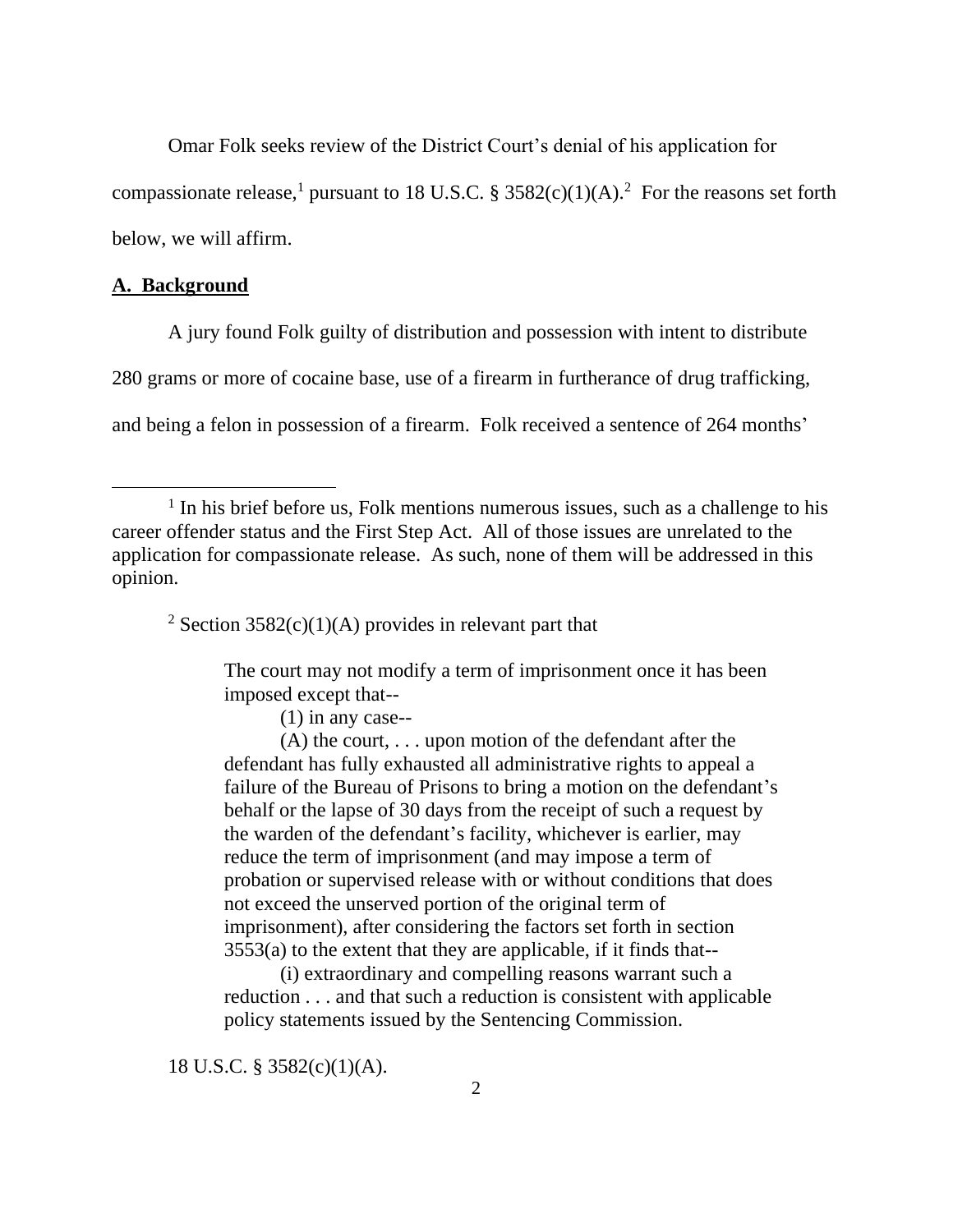Omar Folk seeks review of the District Court's denial of his application for compassionate release,[1] pursuant to 18 U.S.C. § 3582(c)(1)(A).[2] For the reasons set forth below, we will affirm.

## A. Background

A jury found Folk guilty of distribution and possession with intent to distribute 280 grams or more of cocaine base, use of a firearm in furtherance of drug trafficking, and being a felon in possession of a firearm. Folk received a sentence of 264 months'

---

[1] In his brief before us, Folk mentions numerous issues, such as a challenge to his career offender status and the First Step Act. All of those issues are unrelated to the application for compassionate release. As such, none of them will be addressed in this opinion.

[2] Section 3582(c)(1)(A) provides in relevant part that

> The court may not modify a term of imprisonment once it has been imposed except that--
>
> (1) in any case--
>
> (A) the court, . . . upon motion of the defendant after the defendant has fully exhausted all administrative rights to appeal a failure of the Bureau of Prisons to bring a motion on the defendant's behalf or the lapse of 30 days from the receipt of such a request by the warden of the defendant's facility, whichever is earlier, may reduce the term of imprisonment (and may impose a term of probation or supervised release with or without conditions that does not exceed the unserved portion of the original term of imprisonment), after considering the factors set forth in section 3553(a) to the extent that they are applicable, if it finds that--
>
> (i) extraordinary and compelling reasons warrant such a reduction . . . and that such a reduction is consistent with applicable policy statements issued by the Sentencing Commission.

18 U.S.C. § 3582(c)(1)(A).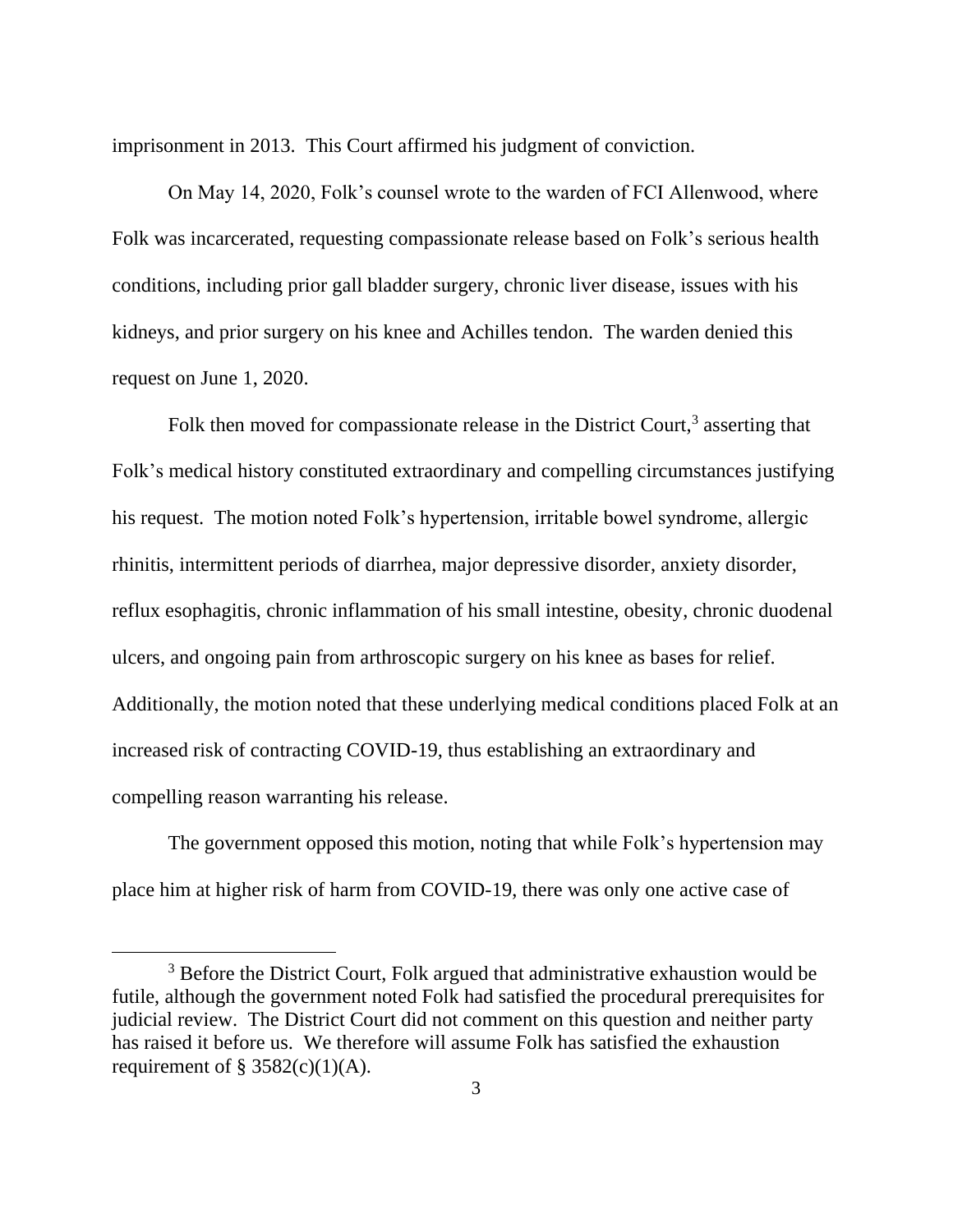imprisonment in 2013. This Court affirmed his judgment of conviction.

On May 14, 2020, Folk's counsel wrote to the warden of FCI Allenwood, where Folk was incarcerated, requesting compassionate release based on Folk's serious health conditions, including prior gall bladder surgery, chronic liver disease, issues with his kidneys, and prior surgery on his knee and Achilles tendon. The warden denied this request on June 1, 2020.

Folk then moved for compassionate release in the District Court,[3] asserting that Folk's medical history constituted extraordinary and compelling circumstances justifying his request. The motion noted Folk's hypertension, irritable bowel syndrome, allergic rhinitis, intermittent periods of diarrhea, major depressive disorder, anxiety disorder, reflux esophagitis, chronic inflammation of his small intestine, obesity, chronic duodenal ulcers, and ongoing pain from arthroscopic surgery on his knee as bases for relief. Additionally, the motion noted that these underlying medical conditions placed Folk at an increased risk of contracting COVID-19, thus establishing an extraordinary and compelling reason warranting his release.

The government opposed this motion, noting that while Folk's hypertension may place him at higher risk of harm from COVID-19, there was only one active case of

---

[3] Before the District Court, Folk argued that administrative exhaustion would be futile, although the government noted Folk had satisfied the procedural prerequisites for judicial review. The District Court did not comment on this question and neither party has raised it before us. We therefore will assume Folk has satisfied the exhaustion requirement of § 3582(c)(1)(A).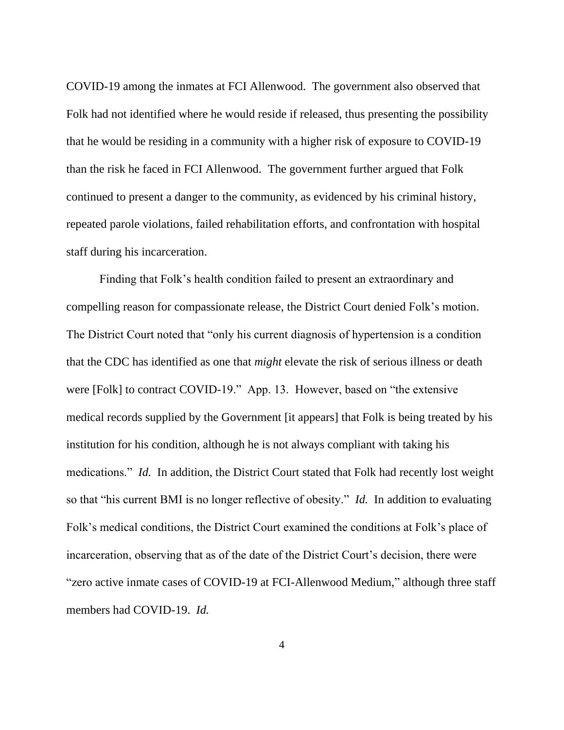COVID-19 among the inmates at FCI Allenwood. The government also observed that Folk had not identified where he would reside if released, thus presenting the possibility that he would be residing in a community with a higher risk of exposure to COVID-19 than the risk he faced in FCI Allenwood. The government further argued that Folk continued to present a danger to the community, as evidenced by his criminal history, repeated parole violations, failed rehabilitation efforts, and confrontation with hospital staff during his incarceration.

Finding that Folk's health condition failed to present an extraordinary and compelling reason for compassionate release, the District Court denied Folk's motion. The District Court noted that "only his current diagnosis of hypertension is a condition that the CDC has identified as one that *might* elevate the risk of serious illness or death were [Folk] to contract COVID-19." App. 13. However, based on "the extensive medical records supplied by the Government [it appears] that Folk is being treated by his institution for his condition, although he is not always compliant with taking his medications." *Id.* In addition, the District Court stated that Folk had recently lost weight so that "his current BMI is no longer reflective of obesity." *Id.* In addition to evaluating Folk's medical conditions, the District Court examined the conditions at Folk's place of incarceration, observing that as of the date of the District Court's decision, there were "zero active inmate cases of COVID-19 at FCI-Allenwood Medium," although three staff members had COVID-19. *Id.*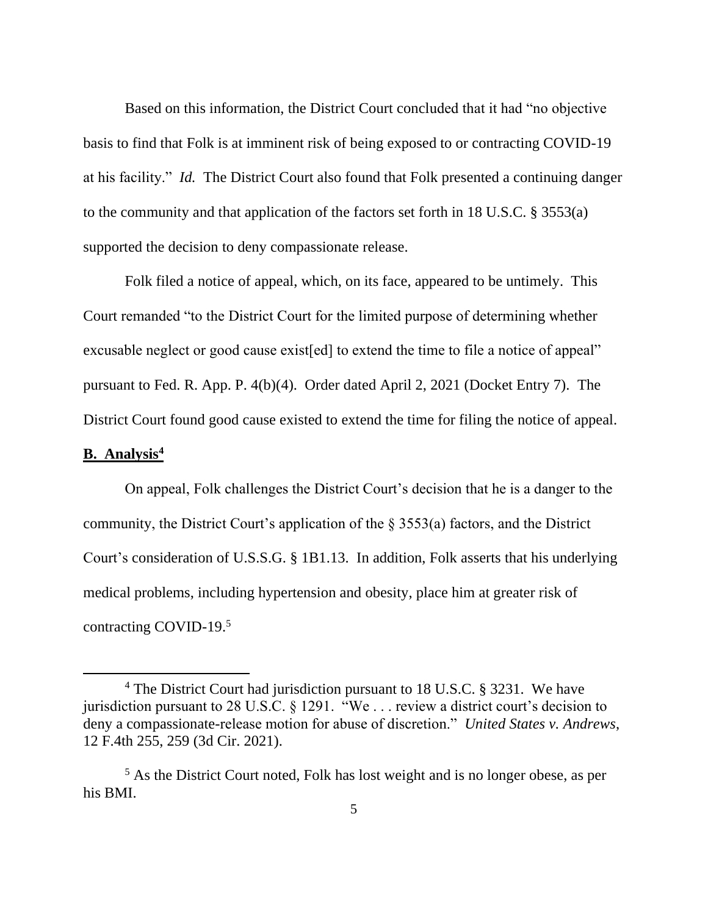Based on this information, the District Court concluded that it had "no objective basis to find that Folk is at imminent risk of being exposed to or contracting COVID-19 at his facility." *Id.* The District Court also found that Folk presented a continuing danger to the community and that application of the factors set forth in 18 U.S.C. § 3553(a) supported the decision to deny compassionate release.

Folk filed a notice of appeal, which, on its face, appeared to be untimely. This Court remanded "to the District Court for the limited purpose of determining whether excusable neglect or good cause exist[ed] to extend the time to file a notice of appeal" pursuant to Fed. R. App. P. 4(b)(4). Order dated April 2, 2021 (Docket Entry 7). The District Court found good cause existed to extend the time for filing the notice of appeal.

**B. Analysis**[4]

On appeal, Folk challenges the District Court's decision that he is a danger to the community, the District Court's application of the § 3553(a) factors, and the District Court's consideration of U.S.S.G. § 1B1.13. In addition, Folk asserts that his underlying medical problems, including hypertension and obesity, place him at greater risk of contracting COVID-19.[5]

[4] The District Court had jurisdiction pursuant to 18 U.S.C. § 3231. We have jurisdiction pursuant to 28 U.S.C. § 1291. "We . . . review a district court's decision to deny a compassionate-release motion for abuse of discretion." *United States v. Andrews*, 12 F.4th 255, 259 (3d Cir. 2021).

[5] As the District Court noted, Folk has lost weight and is no longer obese, as per his BMI.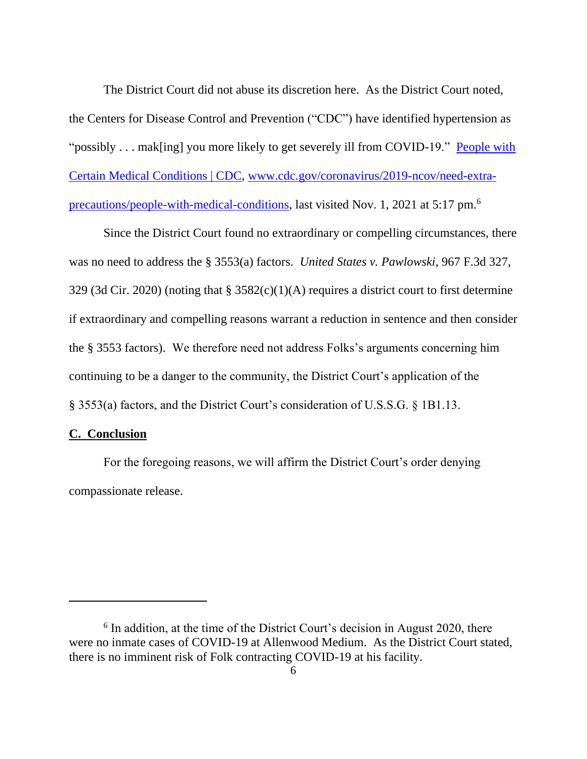The District Court did not abuse its discretion here. As the District Court noted, the Centers for Disease Control and Prevention ("CDC") have identified hypertension as "possibly . . . mak[ing] you more likely to get severely ill from COVID-19." [People with Certain Medical Conditions | CDC](www.cdc.gov/coronavirus/2019-ncov/need-extra-precautions/people-with-medical-conditions), [www.cdc.gov/coronavirus/2019-ncov/need-extra-precautions/people-with-medical-conditions](www.cdc.gov/coronavirus/2019-ncov/need-extra-precautions/people-with-medical-conditions), last visited Nov. 1, 2021 at 5:17 pm.[6]

Since the District Court found no extraordinary or compelling circumstances, there was no need to address the § 3553(a) factors. *United States v. Pawlowski*, 967 F.3d 327, 329 (3d Cir. 2020) (noting that § 3582(c)(1)(A) requires a district court to first determine if extraordinary and compelling reasons warrant a reduction in sentence and then consider the § 3553 factors). We therefore need not address Folks's arguments concerning him continuing to be a danger to the community, the District Court's application of the § 3553(a) factors, and the District Court's consideration of U.S.S.G. § 1B1.13.

## C. Conclusion

For the foregoing reasons, we will affirm the District Court's order denying compassionate release.

---

[6] In addition, at the time of the District Court's decision in August 2020, there were no inmate cases of COVID-19 at Allenwood Medium. As the District Court stated, there is no imminent risk of Folk contracting COVID-19 at his facility.